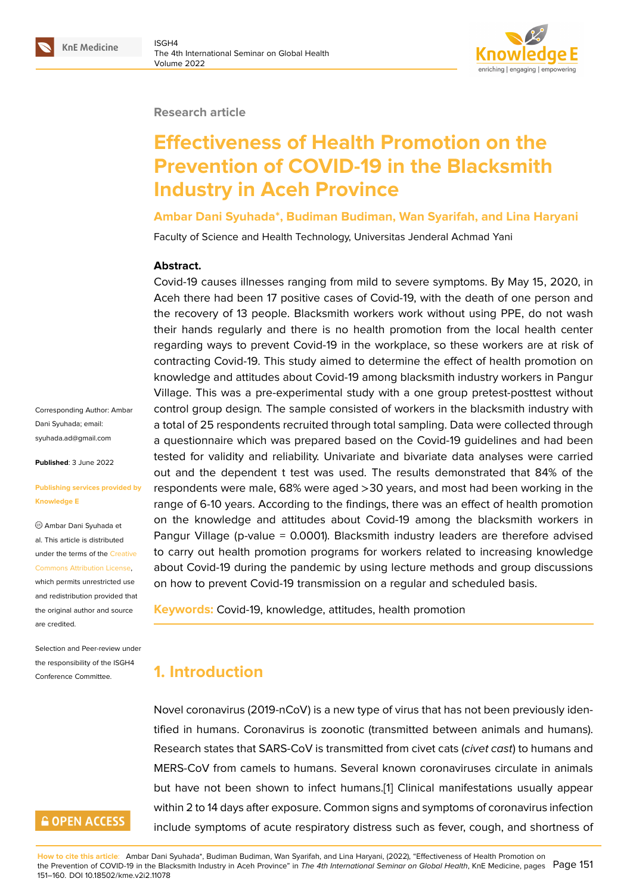Research article

# Effectiveness of Health Promotion on the Prevention of COVID-19 in the Blacksmith Industry in Aceh Province

**Ambar Dani Syuhada*, Budiman Budiman, Wan Syarifah, and Lina Haryani**

Faculty of Science and Health Technology, Universitas Jenderal Achmad Yani

**Abstract.**

Covid-19 causes illnesses ranging from mild to severe symptoms. By May 15, 2020, in Aceh there had been 17 positive cases of Covid-19, with the death of one person and the recovery of 13 people. Blacksmith workers work without using PPE, do not wash their hands regularly and there is no health promotion from the local health center regarding ways to prevent Covid-19 in the workplace, so these workers are at risk of contracting Covid-19. This study aimed to determine the effect of health promotion on knowledge and attitudes about Covid-19 among blacksmith industry workers in Pangur Village. This was a pre-experimental study with a one group pretest-posttest without control group design. The sample consisted of workers in the blacksmith industry with a total of 25 respondents recruited through total sampling. Data were collected through a questionnaire which was prepared based on the Covid-19 guidelines and had been tested for validity and reliability. Univariate and bivariate data analyses were carried out and the dependent t test was used. The results demonstrated that 84% of the respondents were male, 68% were aged >30 years, and most had been working in the range of 6-10 years. According to the findings, there was an effect of health promotion on the knowledge and attitudes about Covid-19 among the blacksmith workers in Pangur Village (p-value = 0.0001). Blacksmith industry leaders are therefore advised to carry out health promotion programs for workers related to increasing knowledge about Covid-19 during the pandemic by using lecture methods and group discussions on how to prevent Covid-19 transmission on a regular and scheduled basis.

**Keywords:** Covid-19, knowledge, attitudes, health promotion

Corresponding Author: Ambar Dani Syuhada; email: syuhada.ad@gmail.com

**Published**: 3 June 2022

Publishing services provided by Knowledge E

© Ambar Dani Syuhada et al. This article is distributed under the terms of the Creative Commons Attribution License, which permits unrestricted use and redistribution provided that the original author and source are credited.

Selection and Peer-review under the responsibility of the ISGH4 Conference Committee.

## 1. Introduction

Novel coronavirus (2019-nCoV) is a new type of virus that has not been previously identified in humans. Coronavirus is zoonotic (transmitted between animals and humans). Research states that SARS-CoV is transmitted from civet cats (*civet cast*) to humans and MERS-CoV from camels to humans. Several known coronaviruses circulate in animals but have not been shown to infect humans.[1] Clinical manifestations usually appear within 2 to 14 days after exposure. Common signs and symptoms of coronavirus infection include symptoms of acute respiratory distress such as fever, cough, and shortness of

**How to cite this article**: Ambar Dani Syuhada*, Budiman Budiman, Wan Syarifah, and Lina Haryani, (2022), "Effectiveness of Health Promotion on the Prevention of COVID-19 in the Blacksmith Industry in Aceh Province" in *The 4th International Seminar on Global Health*, KnE Medicine, pages 151–160. DOI 10.18502/kme.v2i2.11078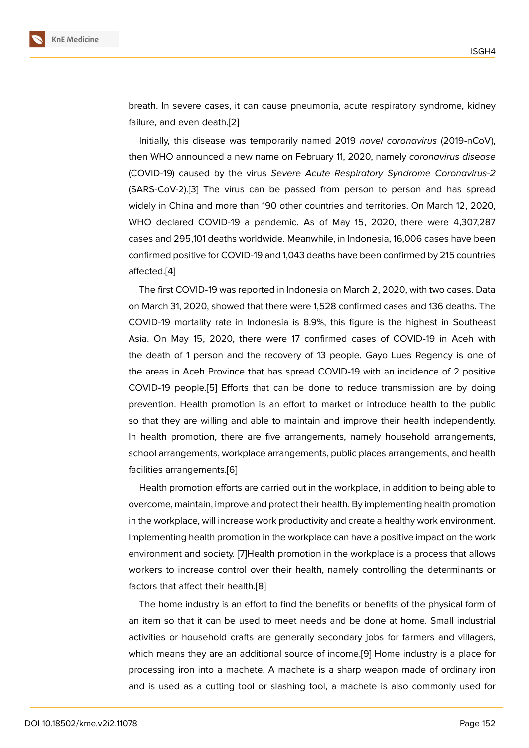breath. In severe cases, it can cause pneumonia, acute respiratory syndrome, kidney failure, and even death.[2]

Initially, this disease was temporarily named 2019 *novel coronavirus* (2019-nCoV), then WHO announced a new name on February 11, 2020, namely *coronavirus disease* (COVID-19) caused by the virus *Severe Acute Respiratory Syndrome Coronavirus-2* (SARS-CoV-2).[3] The virus can be passed from person to person and has spread widely in China and more than 190 other countries and territories. On March 12, 2020, WHO declared COVID-19 a pandemic. As of May 15, 2020, there were 4,307,287 cases and 295,101 deaths worldwide. Meanwhile, in Indonesia, 16,006 cases have been confirmed positive for COVID-19 and 1,043 deaths have been confirmed by 215 countries affected.[4]

The first COVID-19 was reported in Indonesia on March 2, 2020, with two cases. Data on March 31, 2020, showed that there were 1,528 confirmed cases and 136 deaths. The COVID-19 mortality rate in Indonesia is 8.9%, this figure is the highest in Southeast Asia. On May 15, 2020, there were 17 confirmed cases of COVID-19 in Aceh with the death of 1 person and the recovery of 13 people. Gayo Lues Regency is one of the areas in Aceh Province that has spread COVID-19 with an incidence of 2 positive COVID-19 people.[5] Efforts that can be done to reduce transmission are by doing prevention. Health promotion is an effort to market or introduce health to the public so that they are willing and able to maintain and improve their health independently. In health promotion, there are five arrangements, namely household arrangements, school arrangements, workplace arrangements, public places arrangements, and health facilities arrangements.[6]

Health promotion efforts are carried out in the workplace, in addition to being able to overcome, maintain, improve and protect their health. By implementing health promotion in the workplace, will increase work productivity and create a healthy work environment. Implementing health promotion in the workplace can have a positive impact on the work environment and society. [7]Health promotion in the workplace is a process that allows workers to increase control over their health, namely controlling the determinants or factors that affect their health.[8]

The home industry is an effort to find the benefits or benefits of the physical form of an item so that it can be used to meet needs and be done at home. Small industrial activities or household crafts are generally secondary jobs for farmers and villagers, which means they are an additional source of income.[9] Home industry is a place for processing iron into a machete. A machete is a sharp weapon made of ordinary iron and is used as a cutting tool or slashing tool, a machete is also commonly used for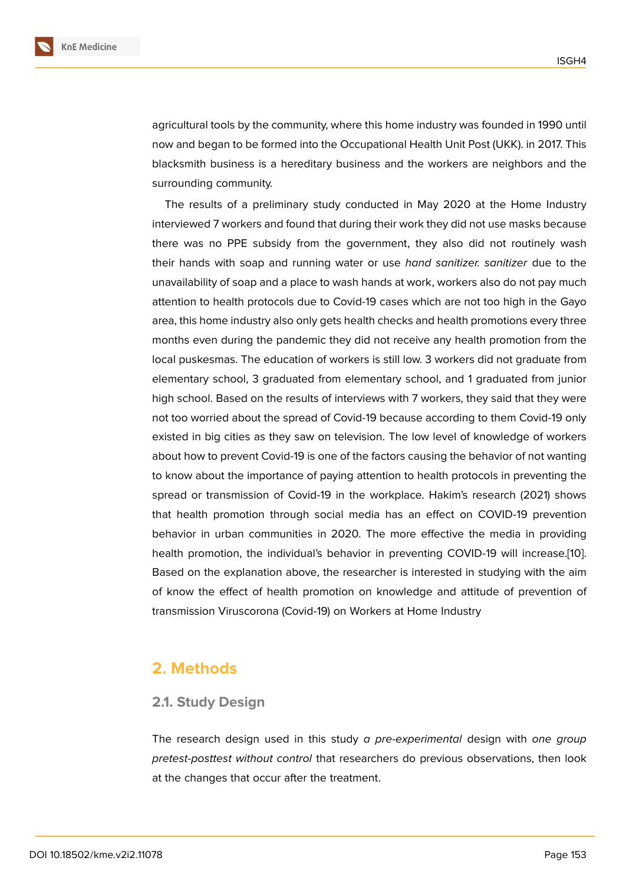agricultural tools by the community, where this home industry was founded in 1990 until now and began to be formed into the Occupational Health Unit Post (UKK). in 2017. This blacksmith business is a hereditary business and the workers are neighbors and the surrounding community.

The results of a preliminary study conducted in May 2020 at the Home Industry interviewed 7 workers and found that during their work they did not use masks because there was no PPE subsidy from the government, they also did not routinely wash their hands with soap and running water or use *hand sanitizer. sanitizer* due to the unavailability of soap and a place to wash hands at work, workers also do not pay much attention to health protocols due to Covid-19 cases which are not too high in the Gayo area, this home industry also only gets health checks and health promotions every three months even during the pandemic they did not receive any health promotion from the local puskesmas. The education of workers is still low. 3 workers did not graduate from elementary school, 3 graduated from elementary school, and 1 graduated from junior high school. Based on the results of interviews with 7 workers, they said that they were not too worried about the spread of Covid-19 because according to them Covid-19 only existed in big cities as they saw on television. The low level of knowledge of workers about how to prevent Covid-19 is one of the factors causing the behavior of not wanting to know about the importance of paying attention to health protocols in preventing the spread or transmission of Covid-19 in the workplace. Hakim's research (2021) shows that health promotion through social media has an effect on COVID-19 prevention behavior in urban communities in 2020. The more effective the media in providing health promotion, the individual's behavior in preventing COVID-19 will increase.[10]. Based on the explanation above, the researcher is interested in studying with the aim of know the effect of health promotion on knowledge and attitude of prevention of transmission Viruscorona (Covid-19) on Workers at Home Industry

## 2. Methods

### 2.1. Study Design

The research design used in this study *a pre-experimental* design with *one group pretest-posttest without control* that researchers do previous observations, then look at the changes that occur after the treatment.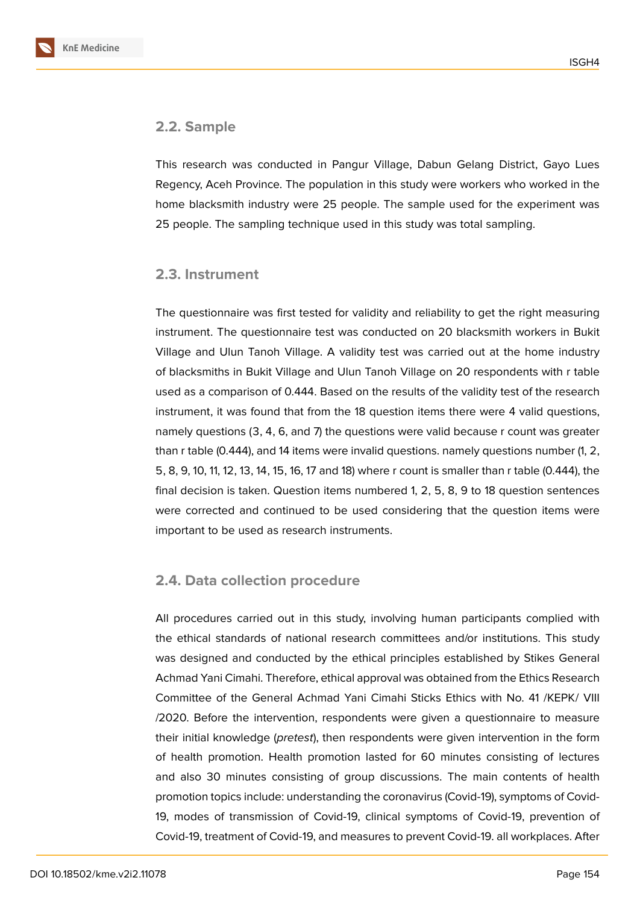## 2.2. Sample

This research was conducted in Pangur Village, Dabun Gelang District, Gayo Lues Regency, Aceh Province. The population in this study were workers who worked in the home blacksmith industry were 25 people. The sample used for the experiment was 25 people. The sampling technique used in this study was total sampling.

## 2.3. Instrument

The questionnaire was first tested for validity and reliability to get the right measuring instrument. The questionnaire test was conducted on 20 blacksmith workers in Bukit Village and Ulun Tanoh Village. A validity test was carried out at the home industry of blacksmiths in Bukit Village and Ulun Tanoh Village on 20 respondents with r table used as a comparison of 0.444. Based on the results of the validity test of the research instrument, it was found that from the 18 question items there were 4 valid questions, namely questions (3, 4, 6, and 7) the questions were valid because r count was greater than r table (0.444), and 14 items were invalid questions. namely questions number (1, 2, 5, 8, 9, 10, 11, 12, 13, 14, 15, 16, 17 and 18) where r count is smaller than r table (0.444), the final decision is taken. Question items numbered 1, 2, 5, 8, 9 to 18 question sentences were corrected and continued to be used considering that the question items were important to be used as research instruments.

## 2.4. Data collection procedure

All procedures carried out in this study, involving human participants complied with the ethical standards of national research committees and/or institutions. This study was designed and conducted by the ethical principles established by Stikes General Achmad Yani Cimahi. Therefore, ethical approval was obtained from the Ethics Research Committee of the General Achmad Yani Cimahi Sticks Ethics with No. 41 /KEPK/ VIII /2020. Before the intervention, respondents were given a questionnaire to measure their initial knowledge (*pretest*), then respondents were given intervention in the form of health promotion. Health promotion lasted for 60 minutes consisting of lectures and also 30 minutes consisting of group discussions. The main contents of health promotion topics include: understanding the coronavirus (Covid-19), symptoms of Covid-19, modes of transmission of Covid-19, clinical symptoms of Covid-19, prevention of Covid-19, treatment of Covid-19, and measures to prevent Covid-19. all workplaces. After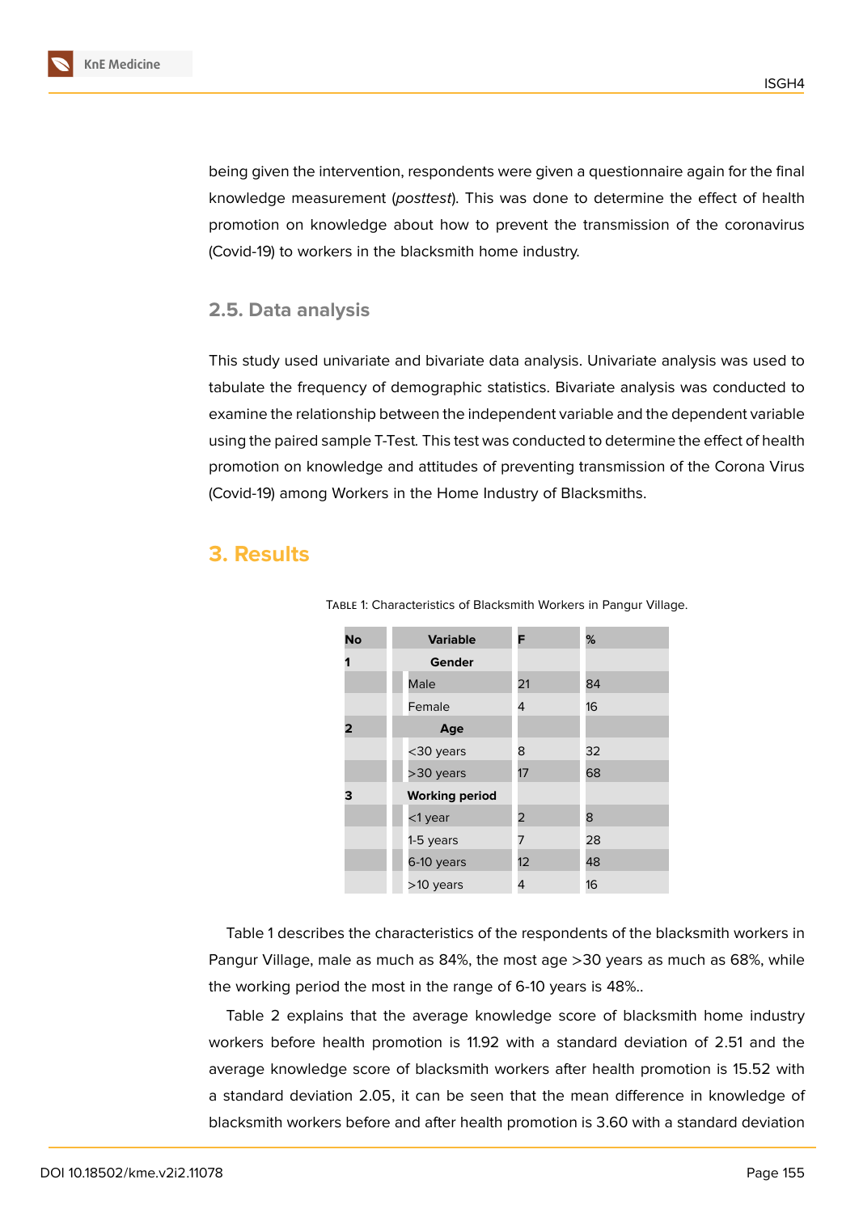being given the intervention, respondents were given a questionnaire again for the final knowledge measurement (*posttest*). This was done to determine the effect of health promotion on knowledge about how to prevent the transmission of the coronavirus (Covid-19) to workers in the blacksmith home industry.

### 2.5. Data analysis

This study used univariate and bivariate data analysis. Univariate analysis was used to tabulate the frequency of demographic statistics. Bivariate analysis was conducted to examine the relationship between the independent variable and the dependent variable using the paired sample T-Test. This test was conducted to determine the effect of health promotion on knowledge and attitudes of preventing transmission of the Corona Virus (Covid-19) among Workers in the Home Industry of Blacksmiths.

## 3. Results

Table 1: Characteristics of Blacksmith Workers in Pangur Village.

| No | Variable | F | % |
|---|---|---|---|
| 1 | **Gender** | | |
| | Male | 21 | 84 |
| | Female | 4 | 16 |
| 2 | **Age** | | |
| | <30 years | 8 | 32 |
| | >30 years | 17 | 68 |
| 3 | **Working period** | | |
| | <1 year | 2 | 8 |
| | 1-5 years | 7 | 28 |
| | 6-10 years | 12 | 48 |
| | >10 years | 4 | 16 |

Table 1 describes the characteristics of the respondents of the blacksmith workers in Pangur Village, male as much as 84%, the most age >30 years as much as 68%, while the working period the most in the range of 6-10 years is 48%..

Table 2 explains that the average knowledge score of blacksmith home industry workers before health promotion is 11.92 with a standard deviation of 2.51 and the average knowledge score of blacksmith workers after health promotion is 15.52 with a standard deviation 2.05, it can be seen that the mean difference in knowledge of blacksmith workers before and after health promotion is 3.60 with a standard deviation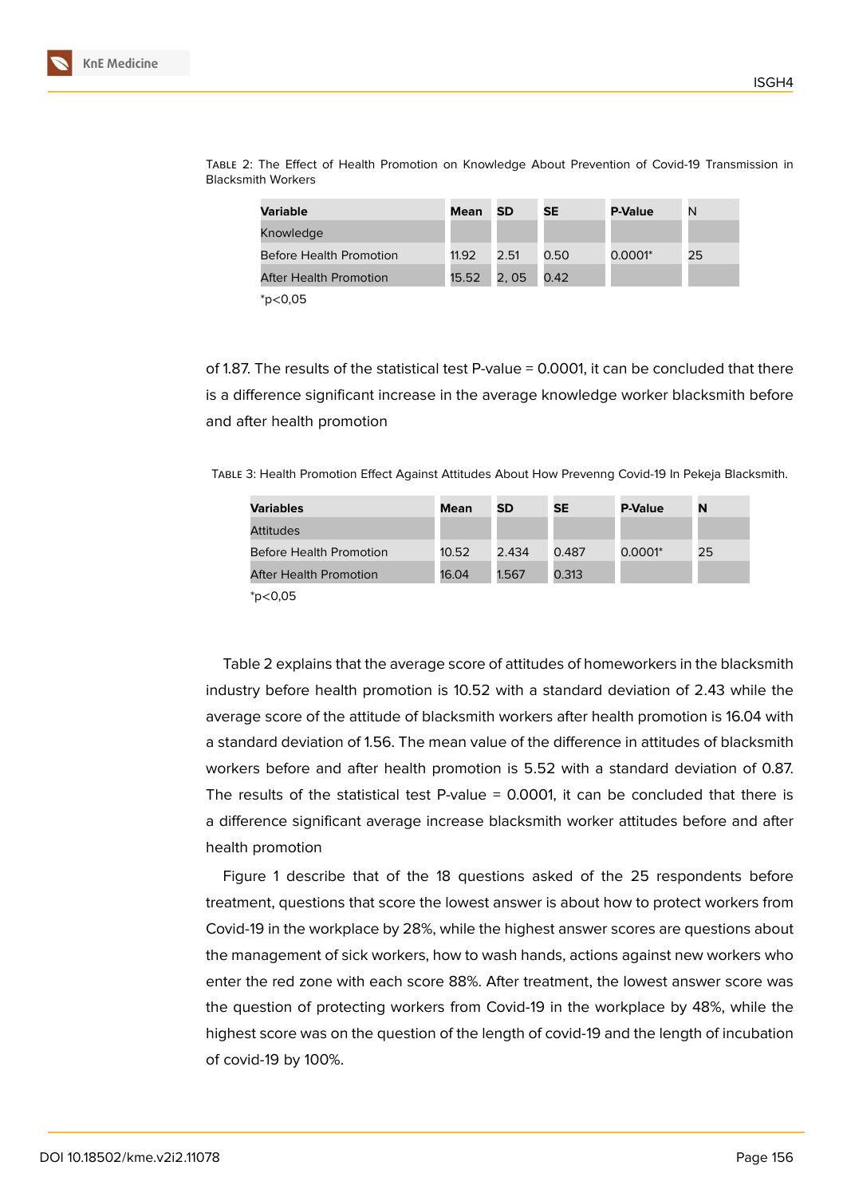Table 2: The Effect of Health Promotion on Knowledge About Prevention of Covid-19 Transmission in Blacksmith Workers

| **Variable** | **Mean** | **SD** | **SE** | **P-Value** | N |
|---|---|---|---|---|---|
| Knowledge | | | | | |
| Before Health Promotion | 11.92 | 2.51 | 0.50 | 0.0001* | 25 |
| After Health Promotion | 15.52 | 2, 05 | 0.42 | | |

*p<0,05

of 1.87. The results of the statistical test P-value = 0.0001, it can be concluded that there is a difference significant increase in the average knowledge worker blacksmith before and after health promotion

Table 3: Health Promotion Effect Against Attitudes About How Prevenng Covid-19 In Pekeja Blacksmith.

| **Variables** | **Mean** | **SD** | **SE** | **P-Value** | **N** |
|---|---|---|---|---|---|
| Attitudes | | | | | |
| Before Health Promotion | 10.52 | 2.434 | 0.487 | 0.0001* | 25 |
| After Health Promotion | 16.04 | 1.567 | 0.313 | | |

*p<0,05

Table 2 explains that the average score of attitudes of homeworkers in the blacksmith industry before health promotion is 10.52 with a standard deviation of 2.43 while the average score of the attitude of blacksmith workers after health promotion is 16.04 with a standard deviation of 1.56. The mean value of the difference in attitudes of blacksmith workers before and after health promotion is 5.52 with a standard deviation of 0.87. The results of the statistical test P-value = 0.0001, it can be concluded that there is a difference significant average increase blacksmith worker attitudes before and after health promotion

Figure 1 describe that of the 18 questions asked of the 25 respondents before treatment, questions that score the lowest answer is about how to protect workers from Covid-19 in the workplace by 28%, while the highest answer scores are questions about the management of sick workers, how to wash hands, actions against new workers who enter the red zone with each score 88%. After treatment, the lowest answer score was the question of protecting workers from Covid-19 in the workplace by 48%, while the highest score was on the question of the length of covid-19 and the length of incubation of covid-19 by 100%.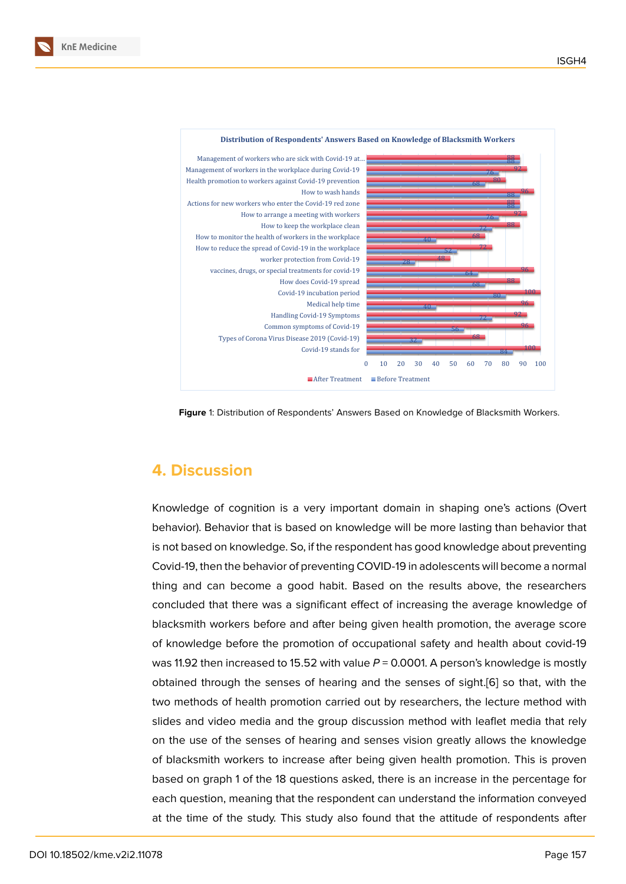Figure 1: Distribution of Respondents' Answers Based on Knowledge of Blacksmith Workers.

## 4. Discussion

Knowledge of cognition is a very important domain in shaping one's actions (Overt behavior). Behavior that is based on knowledge will be more lasting than behavior that is not based on knowledge. So, if the respondent has good knowledge about preventing Covid-19, then the behavior of preventing COVID-19 in adolescents will become a normal thing and can become a good habit. Based on the results above, the researchers concluded that there was a significant effect of increasing the average knowledge of blacksmith workers before and after being given health promotion, the average score of knowledge before the promotion of occupational safety and health about covid-19 was 11.92 then increased to 15.52 with value $P = 0.0001$. A person's knowledge is mostly obtained through the senses of hearing and the senses of sight.[6] so that, with the two methods of health promotion carried out by researchers, the lecture method with slides and video media and the group discussion method with leaflet media that rely on the use of the senses of hearing and senses vision greatly allows the knowledge of blacksmith workers to increase after being given health promotion. This is proven based on graph 1 of the 18 questions asked, there is an increase in the percentage for each question, meaning that the respondent can understand the information conveyed at the time of the study. This study also found that the attitude of respondents after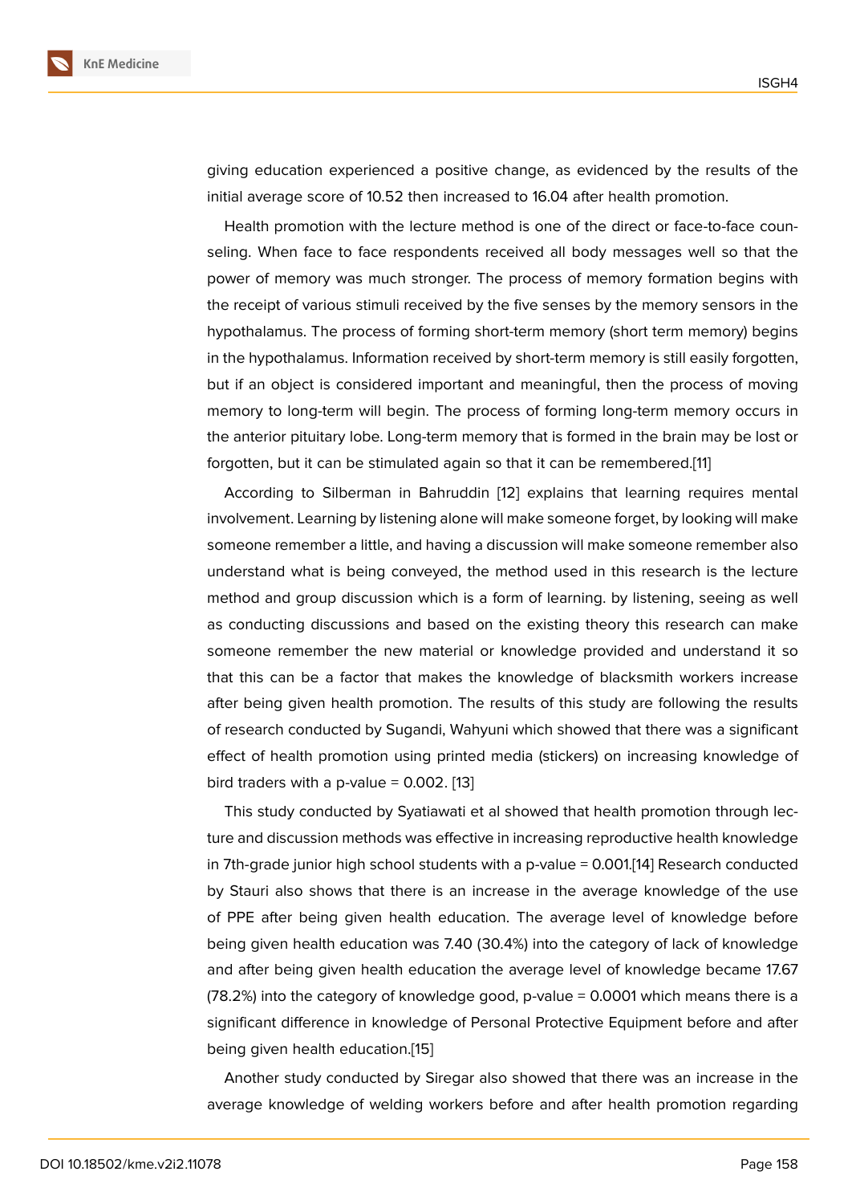giving education experienced a positive change, as evidenced by the results of the initial average score of 10.52 then increased to 16.04 after health promotion.

Health promotion with the lecture method is one of the direct or face-to-face counseling. When face to face respondents received all body messages well so that the power of memory was much stronger. The process of memory formation begins with the receipt of various stimuli received by the five senses by the memory sensors in the hypothalamus. The process of forming short-term memory (short term memory) begins in the hypothalamus. Information received by short-term memory is still easily forgotten, but if an object is considered important and meaningful, then the process of moving memory to long-term will begin. The process of forming long-term memory occurs in the anterior pituitary lobe. Long-term memory that is formed in the brain may be lost or forgotten, but it can be stimulated again so that it can be remembered.[11]

According to Silberman in Bahruddin [12] explains that learning requires mental involvement. Learning by listening alone will make someone forget, by looking will make someone remember a little, and having a discussion will make someone remember also understand what is being conveyed, the method used in this research is the lecture method and group discussion which is a form of learning. by listening, seeing as well as conducting discussions and based on the existing theory this research can make someone remember the new material or knowledge provided and understand it so that this can be a factor that makes the knowledge of blacksmith workers increase after being given health promotion. The results of this study are following the results of research conducted by Sugandi, Wahyuni which showed that there was a significant effect of health promotion using printed media (stickers) on increasing knowledge of bird traders with a p-value = 0.002. [13]

This study conducted by Syatiawati et al showed that health promotion through lecture and discussion methods was effective in increasing reproductive health knowledge in 7th-grade junior high school students with a p-value = 0.001.[14] Research conducted by Stauri also shows that there is an increase in the average knowledge of the use of PPE after being given health education. The average level of knowledge before being given health education was 7.40 (30.4%) into the category of lack of knowledge and after being given health education the average level of knowledge became 17.67 (78.2%) into the category of knowledge good, p-value = 0.0001 which means there is a significant difference in knowledge of Personal Protective Equipment before and after being given health education.[15]

Another study conducted by Siregar also showed that there was an increase in the average knowledge of welding workers before and after health promotion regarding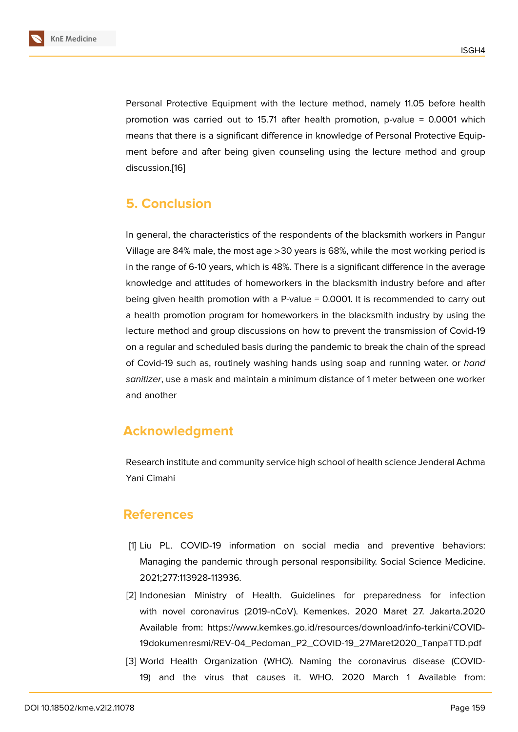Personal Protective Equipment with the lecture method, namely 11.05 before health promotion was carried out to 15.71 after health promotion, p-value = 0.0001 which means that there is a significant difference in knowledge of Personal Protective Equipment before and after being given counseling using the lecture method and group discussion.[16]

## 5. Conclusion

In general, the characteristics of the respondents of the blacksmith workers in Pangur Village are 84% male, the most age >30 years is 68%, while the most working period is in the range of 6-10 years, which is 48%. There is a significant difference in the average knowledge and attitudes of homeworkers in the blacksmith industry before and after being given health promotion with a P-value = 0.0001. It is recommended to carry out a health promotion program for homeworkers in the blacksmith industry by using the lecture method and group discussions on how to prevent the transmission of Covid-19 on a regular and scheduled basis during the pandemic to break the chain of the spread of Covid-19 such as, routinely washing hands using soap and running water. or *hand sanitizer*, use a mask and maintain a minimum distance of 1 meter between one worker and another

## Acknowledgment

Research institute and community service high school of health science Jenderal Achma Yani Cimahi

## References

[1] Liu PL. COVID-19 information on social media and preventive behaviors: Managing the pandemic through personal responsibility. Social Science Medicine. 2021;277:113928-113936.

[2] Indonesian Ministry of Health. Guidelines for preparedness for infection with novel coronavirus (2019-nCoV). Kemenkes. 2020 Maret 27. Jakarta.2020 Available from: https://www.kemkes.go.id/resources/download/info-terkini/COVID-19dokumenresmi/REV-04_Pedoman_P2_COVID-19_27Maret2020_TanpaTTD.pdf

[3] World Health Organization (WHO). Naming the coronavirus disease (COVID-19) and the virus that causes it. WHO. 2020 March 1 Available from: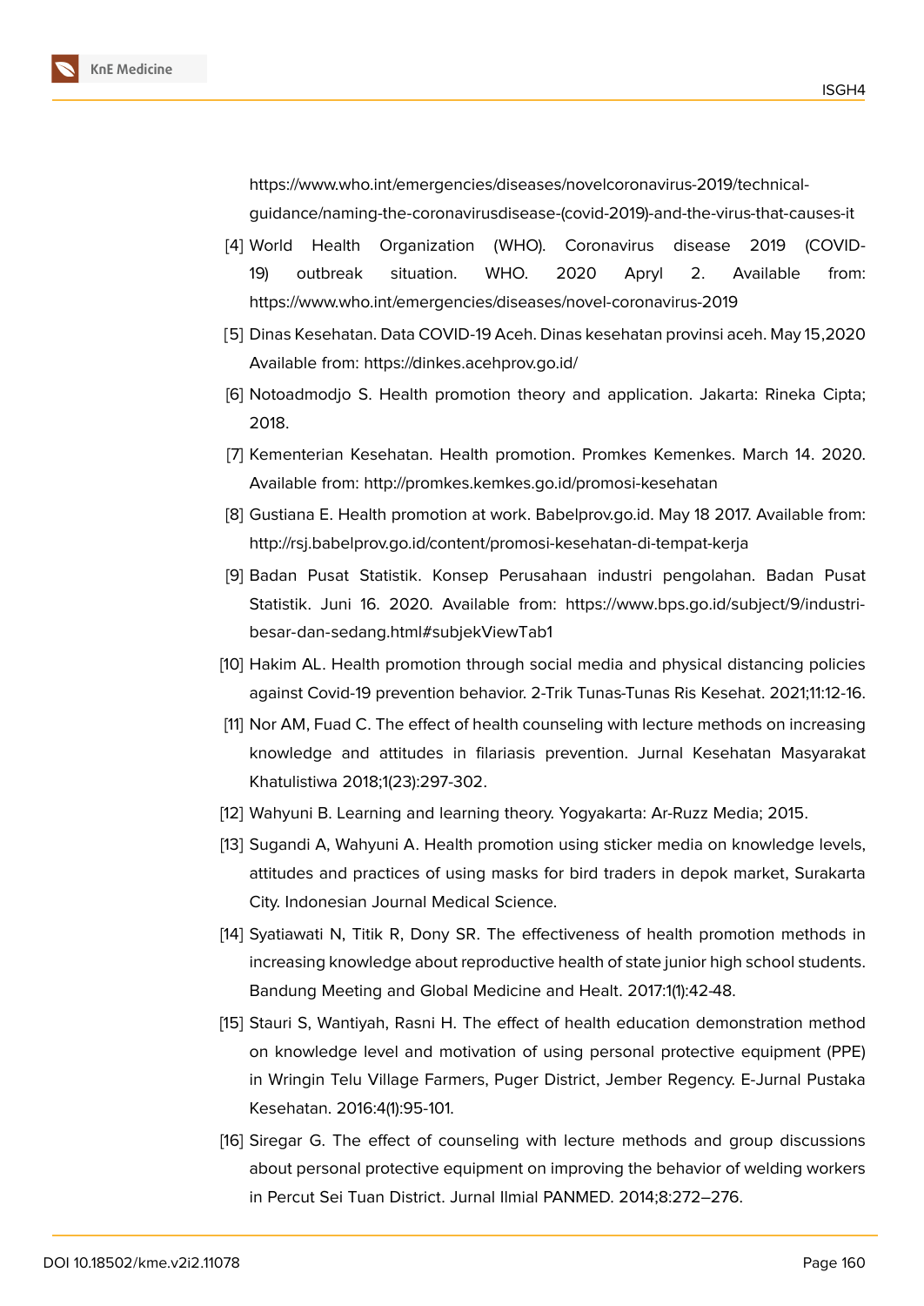https://www.who.int/emergencies/diseases/novelcoronavirus-2019/technical-guidance/naming-the-coronavirusdisease-(covid-2019)-and-the-virus-that-causes-it

[4] World Health Organization (WHO). Coronavirus disease 2019 (COVID-19) outbreak situation. WHO. 2020 Apryl 2. Available from: https://www.who.int/emergencies/diseases/novel-coronavirus-2019

[5] Dinas Kesehatan. Data COVID-19 Aceh. Dinas kesehatan provinsi aceh. May 15,2020 Available from: https://dinkes.acehprov.go.id/

[6] Notoadmodjo S. Health promotion theory and application. Jakarta: Rineka Cipta; 2018.

[7] Kementerian Kesehatan. Health promotion. Promkes Kemenkes. March 14. 2020. Available from: http://promkes.kemkes.go.id/promosi-kesehatan

[8] Gustiana E. Health promotion at work. Babelprov.go.id. May 18 2017. Available from: http://rsj.babelprov.go.id/content/promosi-kesehatan-di-tempat-kerja

[9] Badan Pusat Statistik. Konsep Perusahaan industri pengolahan. Badan Pusat Statistik. Juni 16. 2020. Available from: https://www.bps.go.id/subject/9/industri-besar-dan-sedang.html#subjekViewTab1

[10] Hakim AL. Health promotion through social media and physical distancing policies against Covid-19 prevention behavior. 2-Trik Tunas-Tunas Ris Kesehat. 2021;11:12-16.

[11] Nor AM, Fuad C. The effect of health counseling with lecture methods on increasing knowledge and attitudes in filariasis prevention. Jurnal Kesehatan Masyarakat Khatulistiwa 2018;1(23):297-302.

[12] Wahyuni B. Learning and learning theory. Yogyakarta: Ar-Ruzz Media; 2015.

[13] Sugandi A, Wahyuni A. Health promotion using sticker media on knowledge levels, attitudes and practices of using masks for bird traders in depok market, Surakarta City. Indonesian Journal Medical Science.

[14] Syatiawati N, Titik R, Dony SR. The effectiveness of health promotion methods in increasing knowledge about reproductive health of state junior high school students. Bandung Meeting and Global Medicine and Healt. 2017:1(1):42-48.

[15] Stauri S, Wantiyah, Rasni H. The effect of health education demonstration method on knowledge level and motivation of using personal protective equipment (PPE) in Wringin Telu Village Farmers, Puger District, Jember Regency. E-Jurnal Pustaka Kesehatan. 2016:4(1):95-101.

[16] Siregar G. The effect of counseling with lecture methods and group discussions about personal protective equipment on improving the behavior of welding workers in Percut Sei Tuan District. Jurnal Ilmial PANMED. 2014;8:272–276.